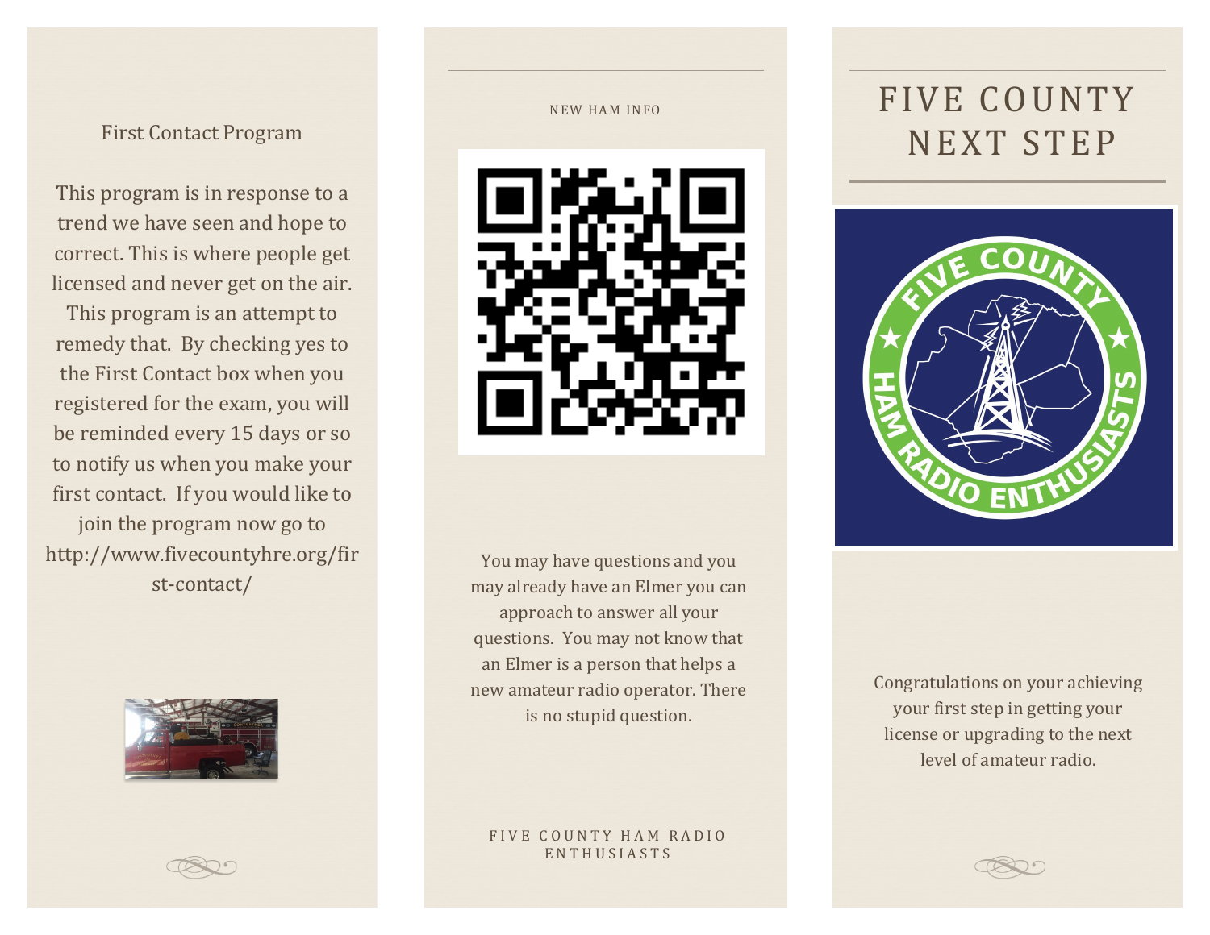## First Contact Program

This program is in response to a trend we have seen and hope to correct. This is where people get licensed and never get on the air. This program is an attempt to remedy that. By checking yes to the First Contact box when you registered for the exam, you will be reminded every 15 days or so to notify us when you make your first contact. If you would like to join the program now go to http://www.fivecountyhre.org/first-contact/

NEW HAM INFO

You may have questions and you may already have an Elmer you can approach to answer all your questions. You may not know that an Elmer is a person that helps a new amateur radio operator. There is no stupid question.

FIVE COUNTY HAM RADIO ENTHUSIASTS

# FIVE COUNTY NEXT STEP

Congratulations on your achieving your first step in getting your license or upgrading to the next level of amateur radio.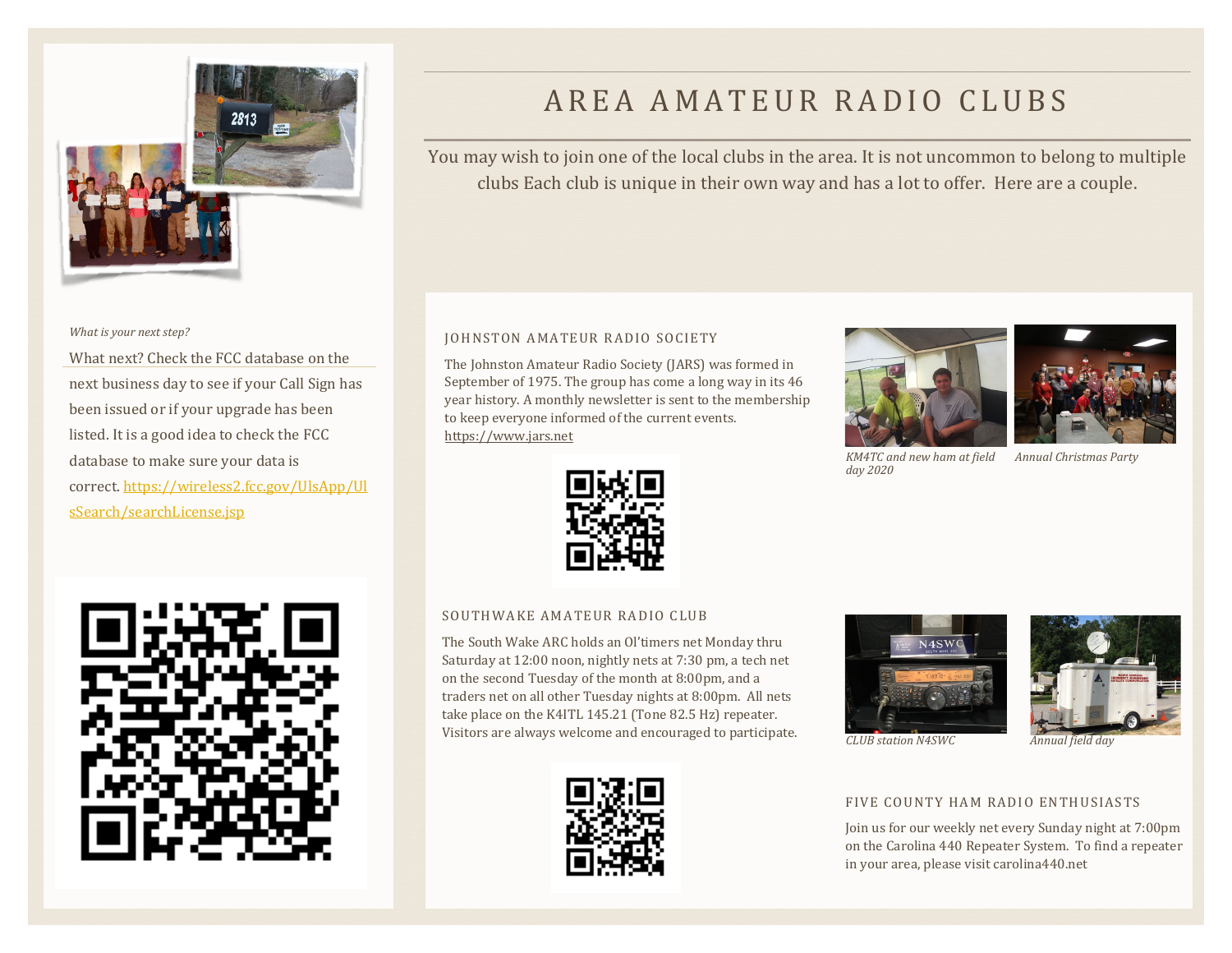*What is your next step?*

What next? Check the FCC database on the next business day to see if your Call Sign has been issued or if your upgrade has been listed. It is a good idea to check the FCC database to make sure your data is correct. https://wireless2.fcc.gov/UlsApp/UlsSearch/searchLicense.jsp

# AREA AMATEUR RADIO CLUBS

You may wish to join one of the local clubs in the area. It is not uncommon to belong to multiple clubs Each club is unique in their own way and has a lot to offer. Here are a couple.

## JOHNSTON AMATEUR RADIO SOCIETY

The Johnston Amateur Radio Society (JARS) was formed in September of 1975. The group has come a long way in its 46 year history. A monthly newsletter is sent to the membership to keep everyone informed of the current events. https://www.jars.net

*KM4TC and new ham at field day 2020*

*Annual Christmas Party*

## SOUTHWAKE AMATEUR RADIO CLUB

The South Wake ARC holds an Ol'timers net Monday thru Saturday at 12:00 noon, nightly nets at 7:30 pm, a tech net on the second Tuesday of the month at 8:00pm, and a traders net on all other Tuesday nights at 8:00pm. All nets take place on the K4ITL 145.21 (Tone 82.5 Hz) repeater. Visitors are always welcome and encouraged to participate.

*CLUB station N4SWC*

*Annual field day*

## FIVE COUNTY HAM RADIO ENTHUSIASTS

Join us for our weekly net every Sunday night at 7:00pm on the Carolina 440 Repeater System. To find a repeater in your area, please visit carolina440.net